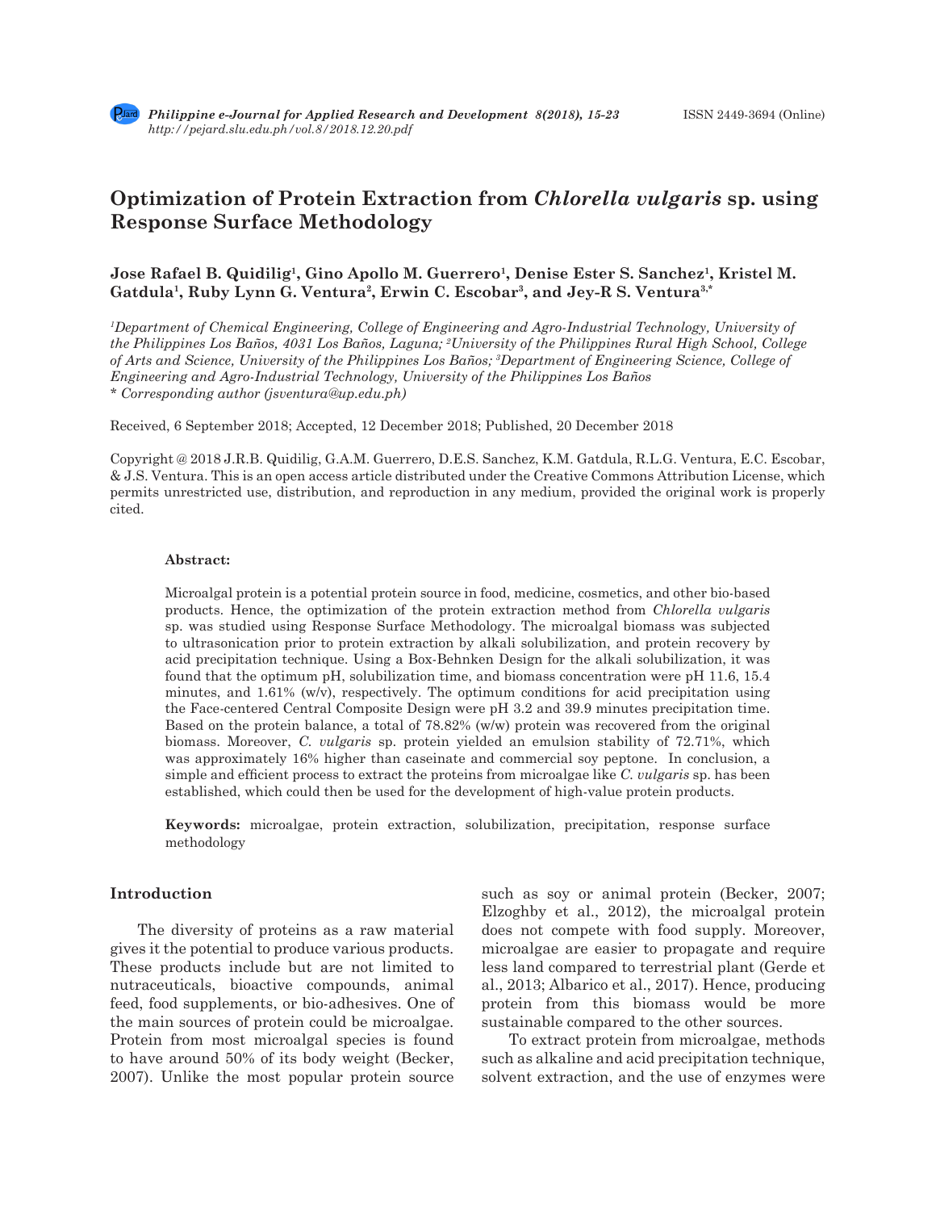# Optimization of Protein Extraction from *Chlorella vulgaris* sp. using Response Surface Methodology

**Jose Rafael B. Quidilig[1], Gino Apollo M. Guerrero[1], Denise Ester S. Sanchez[1], Kristel M. Gatdula[1], Ruby Lynn G. Ventura[2], Erwin C. Escobar[3], and Jey-R S. Ventura[3,*]**

*[1]Department of Chemical Engineering, College of Engineering and Agro-Industrial Technology, University of the Philippines Los Baños, 4031 Los Baños, Laguna; [2]University of the Philippines Rural High School, College of Arts and Science, University of the Philippines Los Baños; [3]Department of Engineering Science, College of Engineering and Agro-Industrial Technology, University of the Philippines Los Baños*
*\* Corresponding author (jsventura@up.edu.ph)*

Received, 6 September 2018; Accepted, 12 December 2018; Published, 20 December 2018

Copyright @ 2018 J.R.B. Quidilig, G.A.M. Guerrero, D.E.S. Sanchez, K.M. Gatdula, R.L.G. Ventura, E.C. Escobar, & J.S. Ventura. This is an open access article distributed under the Creative Commons Attribution License, which permits unrestricted use, distribution, and reproduction in any medium, provided the original work is properly cited.

**Abstract:**

Microalgal protein is a potential protein source in food, medicine, cosmetics, and other bio-based products. Hence, the optimization of the protein extraction method from *Chlorella vulgaris* sp. was studied using Response Surface Methodology. The microalgal biomass was subjected to ultrasonication prior to protein extraction by alkali solubilization, and protein recovery by acid precipitation technique. Using a Box-Behnken Design for the alkali solubilization, it was found that the optimum pH, solubilization time, and biomass concentration were pH 11.6, 15.4 minutes, and 1.61% (w/v), respectively. The optimum conditions for acid precipitation using the Face-centered Central Composite Design were pH 3.2 and 39.9 minutes precipitation time. Based on the protein balance, a total of 78.82% (w/w) protein was recovered from the original biomass. Moreover, *C. vulgaris* sp. protein yielded an emulsion stability of 72.71%, which was approximately 16% higher than caseinate and commercial soy peptone. In conclusion, a simple and efficient process to extract the proteins from microalgae like *C. vulgaris* sp. has been established, which could then be used for the development of high-value protein products.

**Keywords:** microalgae, protein extraction, solubilization, precipitation, response surface methodology

## Introduction

The diversity of proteins as a raw material gives it the potential to produce various products. These products include but are not limited to nutraceuticals, bioactive compounds, animal feed, food supplements, or bio-adhesives. One of the main sources of protein could be microalgae. Protein from most microalgal species is found to have around 50% of its body weight (Becker, 2007). Unlike the most popular protein source such as soy or animal protein (Becker, 2007; Elzoghby et al., 2012), the microalgal protein does not compete with food supply. Moreover, microalgae are easier to propagate and require less land compared to terrestrial plant (Gerde et al., 2013; Albarico et al., 2017). Hence, producing protein from this biomass would be more sustainable compared to the other sources.

To extract protein from microalgae, methods such as alkaline and acid precipitation technique, solvent extraction, and the use of enzymes were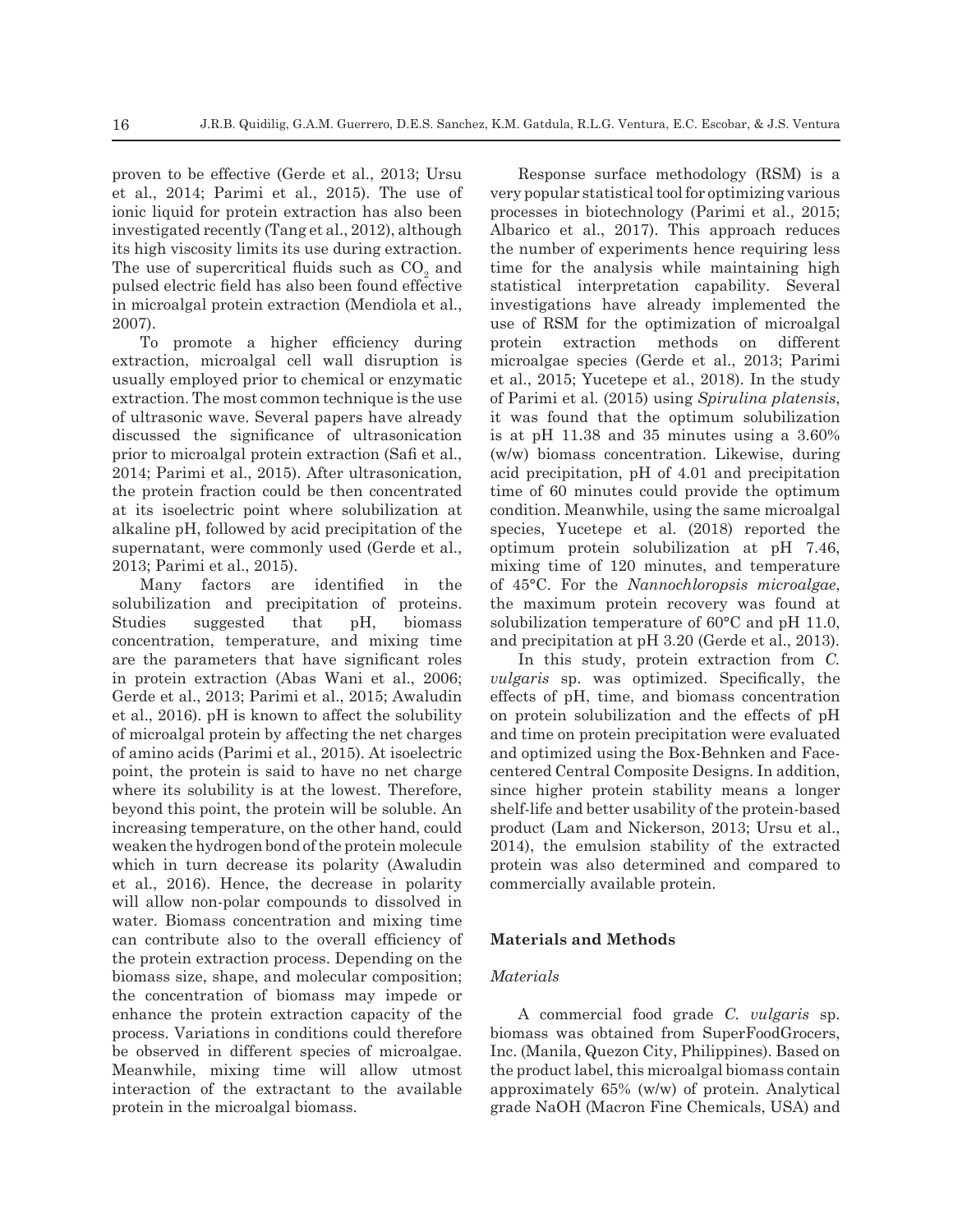proven to be effective (Gerde et al., 2013; Ursu et al., 2014; Parimi et al., 2015). The use of ionic liquid for protein extraction has also been investigated recently (Tang et al., 2012), although its high viscosity limits its use during extraction. The use of supercritical fluids such as $CO_2$ and pulsed electric field has also been found effective in microalgal protein extraction (Mendiola et al., 2007).

To promote a higher efficiency during extraction, microalgal cell wall disruption is usually employed prior to chemical or enzymatic extraction. The most common technique is the use of ultrasonic wave. Several papers have already discussed the significance of ultrasonication prior to microalgal protein extraction (Safi et al., 2014; Parimi et al., 2015). After ultrasonication, the protein fraction could be then concentrated at its isoelectric point where solubilization at alkaline pH, followed by acid precipitation of the supernatant, were commonly used (Gerde et al., 2013; Parimi et al., 2015).

Many factors are identified in the solubilization and precipitation of proteins. Studies suggested that pH, biomass concentration, temperature, and mixing time are the parameters that have significant roles in protein extraction (Abas Wani et al., 2006; Gerde et al., 2013; Parimi et al., 2015; Awaludin et al., 2016). pH is known to affect the solubility of microalgal protein by affecting the net charges of amino acids (Parimi et al., 2015). At isoelectric point, the protein is said to have no net charge where its solubility is at the lowest. Therefore, beyond this point, the protein will be soluble. An increasing temperature, on the other hand, could weaken the hydrogen bond of the protein molecule which in turn decrease its polarity (Awaludin et al., 2016). Hence, the decrease in polarity will allow non-polar compounds to dissolved in water. Biomass concentration and mixing time can contribute also to the overall efficiency of the protein extraction process. Depending on the biomass size, shape, and molecular composition; the concentration of biomass may impede or enhance the protein extraction capacity of the process. Variations in conditions could therefore be observed in different species of microalgae. Meanwhile, mixing time will allow utmost interaction of the extractant to the available protein in the microalgal biomass.

Response surface methodology (RSM) is a very popular statistical tool for optimizing various processes in biotechnology (Parimi et al., 2015; Albarico et al., 2017). This approach reduces the number of experiments hence requiring less time for the analysis while maintaining high statistical interpretation capability. Several investigations have already implemented the use of RSM for the optimization of microalgal protein extraction methods on different microalgae species (Gerde et al., 2013; Parimi et al., 2015; Yucetepe et al., 2018). In the study of Parimi et al. (2015) using *Spirulina platensis*, it was found that the optimum solubilization is at pH 11.38 and 35 minutes using a 3.60% (w/w) biomass concentration. Likewise, during acid precipitation, pH of 4.01 and precipitation time of 60 minutes could provide the optimum condition. Meanwhile, using the same microalgal species, Yucetepe et al. (2018) reported the optimum protein solubilization at pH 7.46, mixing time of 120 minutes, and temperature of 45°C. For the *Nannochloropsis microalgae*, the maximum protein recovery was found at solubilization temperature of 60°C and pH 11.0, and precipitation at pH 3.20 (Gerde et al., 2013).

In this study, protein extraction from *C. vulgaris* sp. was optimized. Specifically, the effects of pH, time, and biomass concentration on protein solubilization and the effects of pH and time on protein precipitation were evaluated and optimized using the Box-Behnken and Face-centered Central Composite Designs. In addition, since higher protein stability means a longer shelf-life and better usability of the protein-based product (Lam and Nickerson, 2013; Ursu et al., 2014), the emulsion stability of the extracted protein was also determined and compared to commercially available protein.

## Materials and Methods

### *Materials*

A commercial food grade *C. vulgaris* sp. biomass was obtained from SuperFoodGrocers, Inc. (Manila, Quezon City, Philippines). Based on the product label, this microalgal biomass contain approximately 65% (w/w) of protein. Analytical grade NaOH (Macron Fine Chemicals, USA) and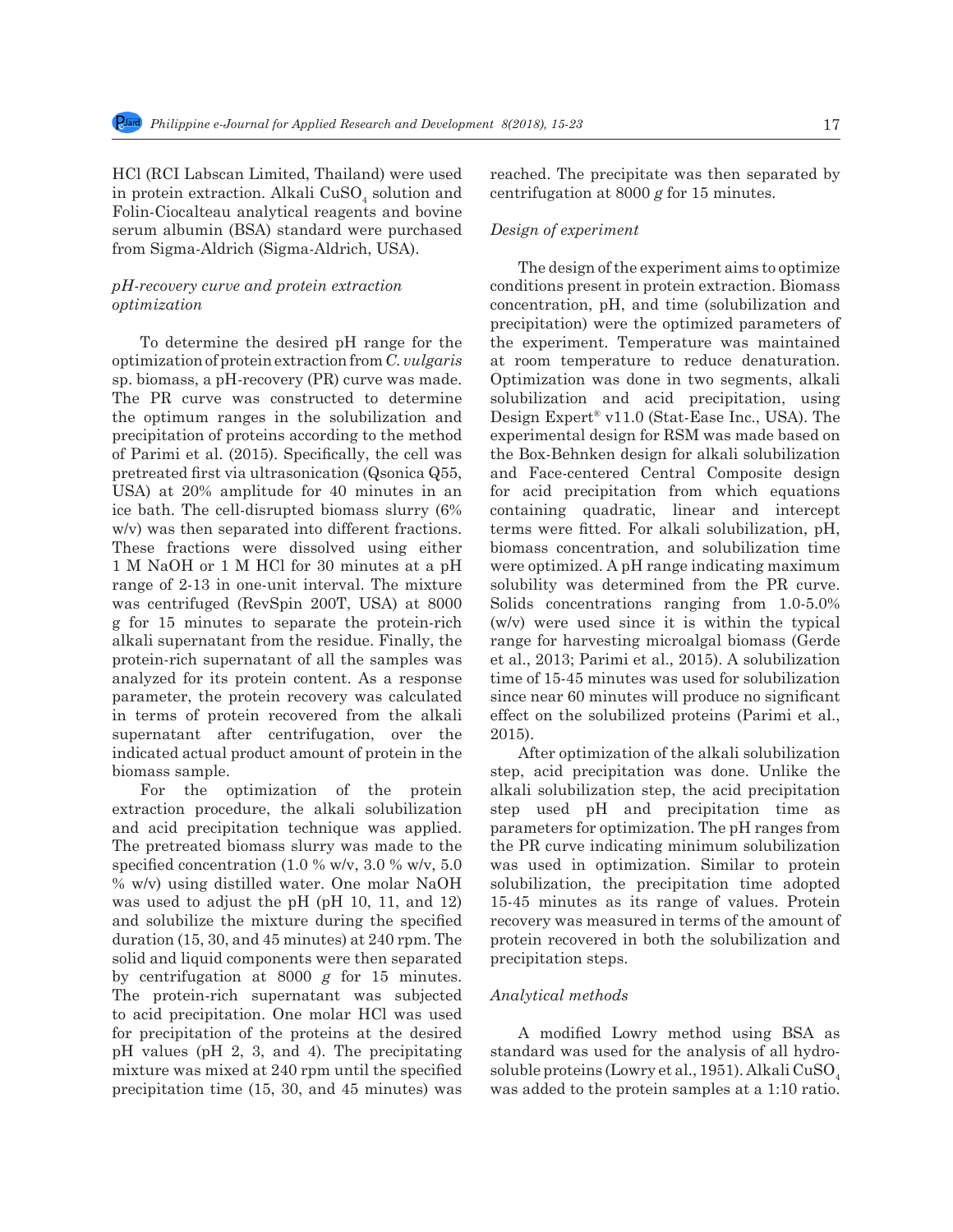HCl (RCI Labscan Limited, Thailand) were used in protein extraction. Alkali $CuSO_4$ solution and Folin-Ciocalteau analytical reagents and bovine serum albumin (BSA) standard were purchased from Sigma-Aldrich (Sigma-Aldrich, USA).

### *pH-recovery curve and protein extraction optimization*

To determine the desired pH range for the optimization of protein extraction from *C. vulgaris* sp. biomass, a pH-recovery (PR) curve was made. The PR curve was constructed to determine the optimum ranges in the solubilization and precipitation of proteins according to the method of Parimi et al. (2015). Specifically, the cell was pretreated first via ultrasonication (Qsonica Q55, USA) at 20% amplitude for 40 minutes in an ice bath. The cell-disrupted biomass slurry (6% w/v) was then separated into different fractions. These fractions were dissolved using either 1 M NaOH or 1 M HCl for 30 minutes at a pH range of 2-13 in one-unit interval. The mixture was centrifuged (RevSpin 200T, USA) at 8000 g for 15 minutes to separate the protein-rich alkali supernatant from the residue. Finally, the protein-rich supernatant of all the samples was analyzed for its protein content. As a response parameter, the protein recovery was calculated in terms of protein recovered from the alkali supernatant after centrifugation, over the indicated actual product amount of protein in the biomass sample.

For the optimization of the protein extraction procedure, the alkali solubilization and acid precipitation technique was applied. The pretreated biomass slurry was made to the specified concentration (1.0 % w/v, 3.0 % w/v, 5.0 % w/v) using distilled water. One molar NaOH was used to adjust the pH (pH 10, 11, and 12) and solubilize the mixture during the specified duration (15, 30, and 45 minutes) at 240 rpm. The solid and liquid components were then separated by centrifugation at 8000 *g* for 15 minutes. The protein-rich supernatant was subjected to acid precipitation. One molar HCl was used for precipitation of the proteins at the desired pH values (pH 2, 3, and 4). The precipitating mixture was mixed at 240 rpm until the specified precipitation time (15, 30, and 45 minutes) was reached. The precipitate was then separated by centrifugation at 8000 *g* for 15 minutes.

### *Design of experiment*

The design of the experiment aims to optimize conditions present in protein extraction. Biomass concentration, pH, and time (solubilization and precipitation) were the optimized parameters of the experiment. Temperature was maintained at room temperature to reduce denaturation. Optimization was done in two segments, alkali solubilization and acid precipitation, using Design Expert® v11.0 (Stat-Ease Inc., USA). The experimental design for RSM was made based on the Box-Behnken design for alkali solubilization and Face-centered Central Composite design for acid precipitation from which equations containing quadratic, linear and intercept terms were fitted. For alkali solubilization, pH, biomass concentration, and solubilization time were optimized. A pH range indicating maximum solubility was determined from the PR curve. Solids concentrations ranging from 1.0-5.0% (w/v) were used since it is within the typical range for harvesting microalgal biomass (Gerde et al., 2013; Parimi et al., 2015). A solubilization time of 15-45 minutes was used for solubilization since near 60 minutes will produce no significant effect on the solubilized proteins (Parimi et al., 2015).

After optimization of the alkali solubilization step, acid precipitation was done. Unlike the alkali solubilization step, the acid precipitation step used pH and precipitation time as parameters for optimization. The pH ranges from the PR curve indicating minimum solubilization was used in optimization. Similar to protein solubilization, the precipitation time adopted 15-45 minutes as its range of values. Protein recovery was measured in terms of the amount of protein recovered in both the solubilization and precipitation steps.

### *Analytical methods*

A modified Lowry method using BSA as standard was used for the analysis of all hydro-soluble proteins (Lowry et al., 1951). Alkali $CuSO_4$ was added to the protein samples at a 1:10 ratio.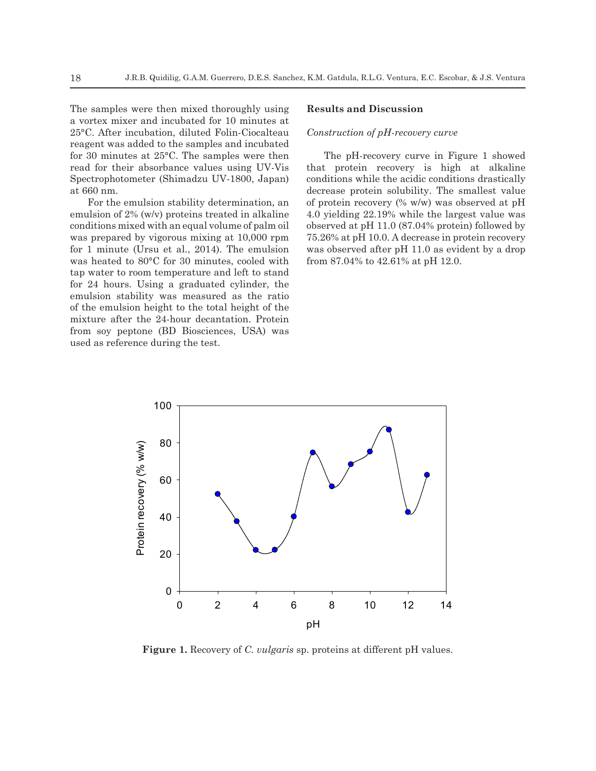The samples were then mixed thoroughly using a vortex mixer and incubated for 10 minutes at 25°C. After incubation, diluted Folin-Ciocalteau reagent was added to the samples and incubated for 30 minutes at 25°C. The samples were then read for their absorbance values using UV-Vis Spectrophotometer (Shimadzu UV-1800, Japan) at 660 nm.

For the emulsion stability determination, an emulsion of 2% (w/v) proteins treated in alkaline conditions mixed with an equal volume of palm oil was prepared by vigorous mixing at 10,000 rpm for 1 minute (Ursu et al., 2014). The emulsion was heated to 80°C for 30 minutes, cooled with tap water to room temperature and left to stand for 24 hours. Using a graduated cylinder, the emulsion stability was measured as the ratio of the emulsion height to the total height of the mixture after the 24-hour decantation. Protein from soy peptone (BD Biosciences, USA) was used as reference during the test.

## Results and Discussion

### *Construction of pH-recovery curve*

The pH-recovery curve in Figure 1 showed that protein recovery is high at alkaline conditions while the acidic conditions drastically decrease protein solubility. The smallest value of protein recovery (% w/w) was observed at pH 4.0 yielding 22.19% while the largest value was observed at pH 11.0 (87.04% protein) followed by 75.26% at pH 10.0. A decrease in protein recovery was observed after pH 11.0 as evident by a drop from 87.04% to 42.61% at pH 12.0.

**Figure 1.** Recovery of *C. vulgaris* sp. proteins at different pH values.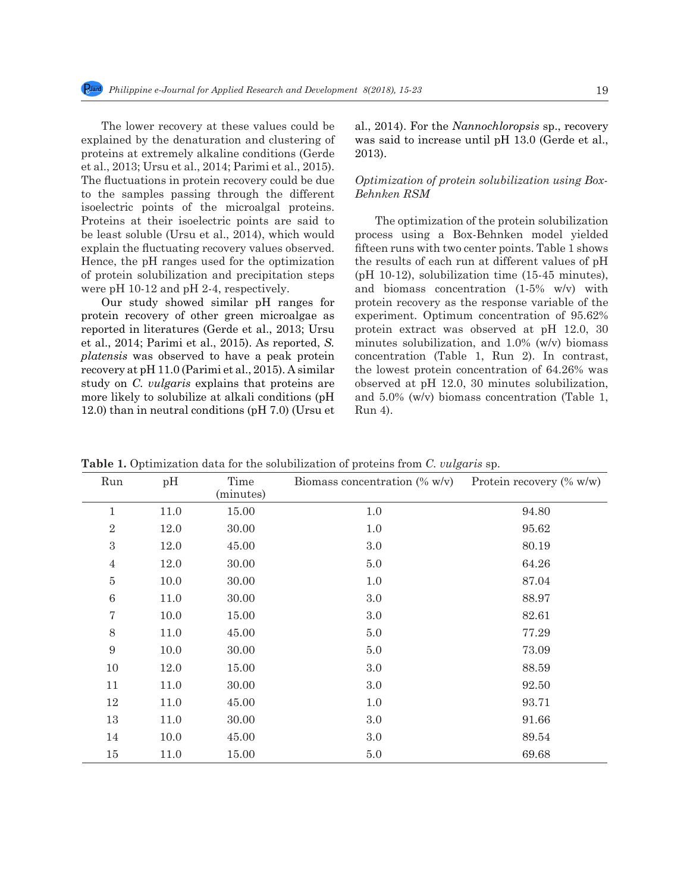The lower recovery at these values could be explained by the denaturation and clustering of proteins at extremely alkaline conditions (Gerde et al., 2013; Ursu et al., 2014; Parimi et al., 2015). The fluctuations in protein recovery could be due to the samples passing through the different isoelectric points of the microalgal proteins. Proteins at their isoelectric points are said to be least soluble (Ursu et al., 2014), which would explain the fluctuating recovery values observed. Hence, the pH ranges used for the optimization of protein solubilization and precipitation steps were pH 10-12 and pH 2-4, respectively.

Our study showed similar pH ranges for protein recovery of other green microalgae as reported in literatures (Gerde et al., 2013; Ursu et al., 2014; Parimi et al., 2015). As reported, *S. platensis* was observed to have a peak protein recovery at pH 11.0 (Parimi et al., 2015). A similar study on *C. vulgaris* explains that proteins are more likely to solubilize at alkali conditions (pH 12.0) than in neutral conditions (pH 7.0) (Ursu et al., 2014). For the *Nannochloropsis* sp., recovery was said to increase until pH 13.0 (Gerde et al., 2013).

### *Optimization of protein solubilization using Box-Behnken RSM*

The optimization of the protein solubilization process using a Box-Behnken model yielded fifteen runs with two center points. Table 1 shows the results of each run at different values of pH (pH 10-12), solubilization time (15-45 minutes), and biomass concentration (1-5% w/v) with protein recovery as the response variable of the experiment. Optimum concentration of 95.62% protein extract was observed at pH 12.0, 30 minutes solubilization, and 1.0% (w/v) biomass concentration (Table 1, Run 2). In contrast, the lowest protein concentration of 64.26% was observed at pH 12.0, 30 minutes solubilization, and 5.0% (w/v) biomass concentration (Table 1, Run 4).

**Table 1.** Optimization data for the solubilization of proteins from *C. vulgaris* sp.

| Run | pH | Time (minutes) | Biomass concentration (% w/v) | Protein recovery (% w/w) |
|---|---|---|---|---|
| 1 | 11.0 | 15.00 | 1.0 | 94.80 |
| 2 | 12.0 | 30.00 | 1.0 | 95.62 |
| 3 | 12.0 | 45.00 | 3.0 | 80.19 |
| 4 | 12.0 | 30.00 | 5.0 | 64.26 |
| 5 | 10.0 | 30.00 | 1.0 | 87.04 |
| 6 | 11.0 | 30.00 | 3.0 | 88.97 |
| 7 | 10.0 | 15.00 | 3.0 | 82.61 |
| 8 | 11.0 | 45.00 | 5.0 | 77.29 |
| 9 | 10.0 | 30.00 | 5.0 | 73.09 |
| 10 | 12.0 | 15.00 | 3.0 | 88.59 |
| 11 | 11.0 | 30.00 | 3.0 | 92.50 |
| 12 | 11.0 | 45.00 | 1.0 | 93.71 |
| 13 | 11.0 | 30.00 | 3.0 | 91.66 |
| 14 | 10.0 | 45.00 | 3.0 | 89.54 |
| 15 | 11.0 | 15.00 | 5.0 | 69.68 |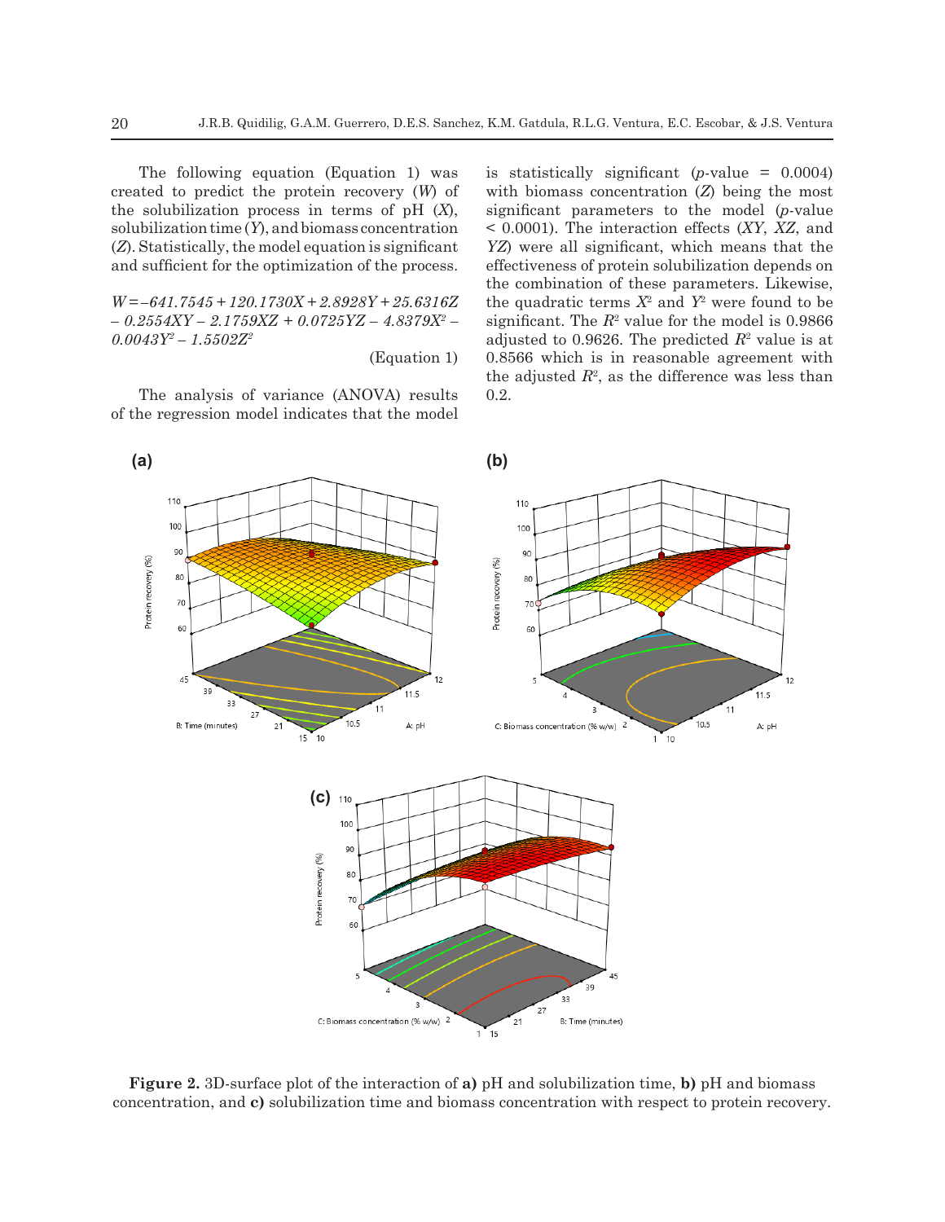The following equation (Equation 1) was created to predict the protein recovery ($W$) of the solubilization process in terms of pH ($X$), solubilization time ($Y$), and biomass concentration ($Z$). Statistically, the model equation is significant and sufficient for the optimization of the process.

$$W = -641.7545 + 120.1730X + 2.8928Y + 25.6316Z - 0.2554XY - 2.1759XZ + 0.0725YZ - 4.8379X^2 - 0.0043Y^2 - 1.5502Z^2 \quad \text{(Equation 1)}$$

The analysis of variance (ANOVA) results of the regression model indicates that the model is statistically significant ($p$-value = 0.0004) with biomass concentration ($Z$) being the most significant parameters to the model ($p$-value < 0.0001). The interaction effects ($XY$, $XZ$, and $YZ$) were all significant, which means that the effectiveness of protein solubilization depends on the combination of these parameters. Likewise, the quadratic terms $X^2$ and $Y^2$ were found to be significant. The $R^2$ value for the model is 0.9866 adjusted to 0.9626. The predicted $R^2$ value is at 0.8566 which is in reasonable agreement with the adjusted $R^2$, as the difference was less than 0.2.

**Figure 2.** 3D-surface plot of the interaction of **a)** pH and solubilization time, **b)** pH and biomass concentration, and **c)** solubilization time and biomass concentration with respect to protein recovery.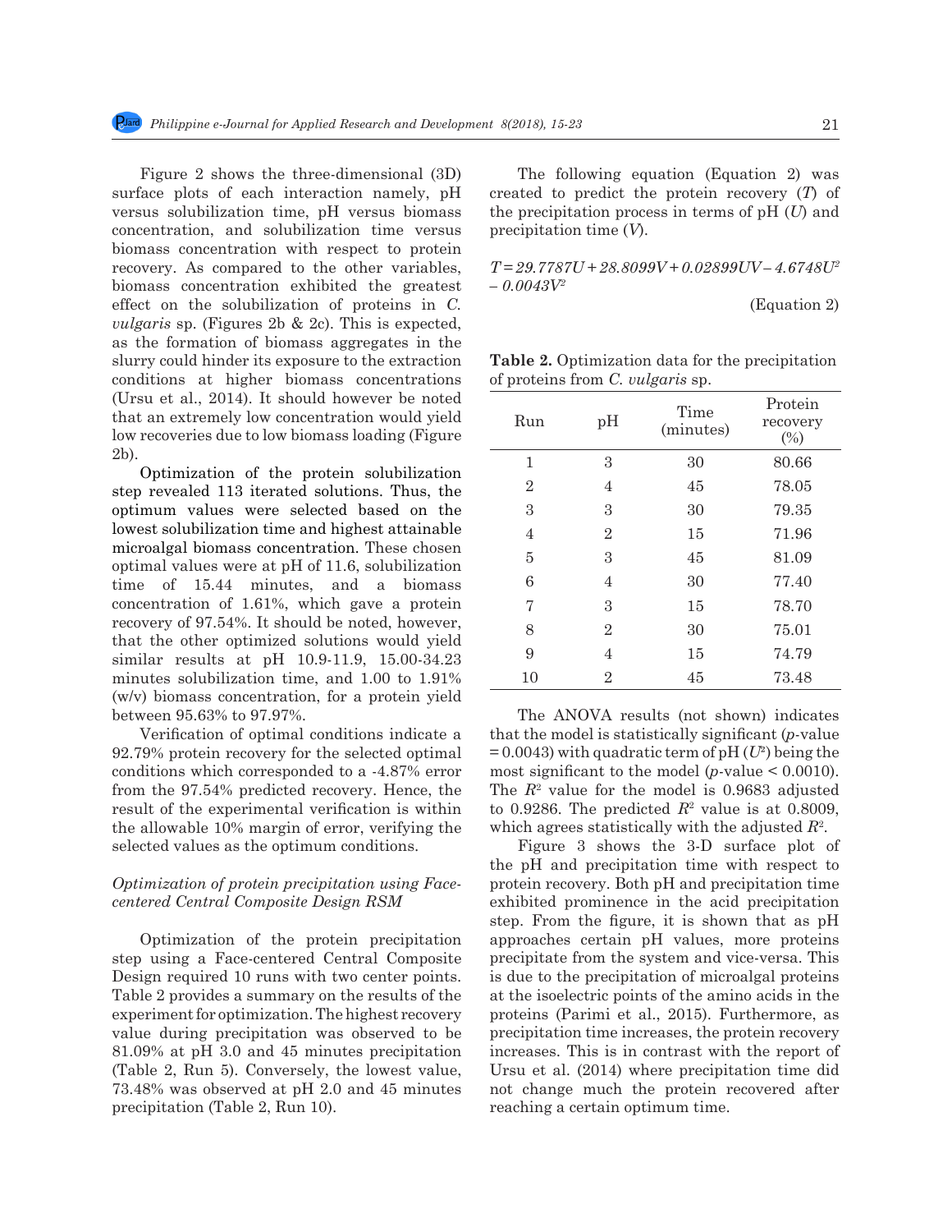Figure 2 shows the three-dimensional (3D) surface plots of each interaction namely, pH versus solubilization time, pH versus biomass concentration, and solubilization time versus biomass concentration with respect to protein recovery. As compared to the other variables, biomass concentration exhibited the greatest effect on the solubilization of proteins in *C. vulgaris* sp. (Figures 2b & 2c). This is expected, as the formation of biomass aggregates in the slurry could hinder its exposure to the extraction conditions at higher biomass concentrations (Ursu et al., 2014). It should however be noted that an extremely low concentration would yield low recoveries due to low biomass loading (Figure 2b).

Optimization of the protein solubilization step revealed 113 iterated solutions. Thus, the optimum values were selected based on the lowest solubilization time and highest attainable microalgal biomass concentration. These chosen optimal values were at pH of 11.6, solubilization time of 15.44 minutes, and a biomass concentration of 1.61%, which gave a protein recovery of 97.54%. It should be noted, however, that the other optimized solutions would yield similar results at pH 10.9-11.9, 15.00-34.23 minutes solubilization time, and 1.00 to 1.91% (w/v) biomass concentration, for a protein yield between 95.63% to 97.97%.

Verification of optimal conditions indicate a 92.79% protein recovery for the selected optimal conditions which corresponded to a -4.87% error from the 97.54% predicted recovery. Hence, the result of the experimental verification is within the allowable 10% margin of error, verifying the selected values as the optimum conditions.

### *Optimization of protein precipitation using Face-centered Central Composite Design RSM*

Optimization of the protein precipitation step using a Face-centered Central Composite Design required 10 runs with two center points. Table 2 provides a summary on the results of the experiment for optimization. The highest recovery value during precipitation was observed to be 81.09% at pH 3.0 and 45 minutes precipitation (Table 2, Run 5). Conversely, the lowest value, 73.48% was observed at pH 2.0 and 45 minutes precipitation (Table 2, Run 10).

The following equation (Equation 2) was created to predict the protein recovery ($T$) of the precipitation process in terms of pH ($U$) and precipitation time ($V$).

$$T = 29.7787U + 28.8099V + 0.02899UV - 4.6748U^2 - 0.0043V^2 \quad \text{(Equation 2)}$$

**Table 2.** Optimization data for the precipitation of proteins from *C. vulgaris* sp.

| Run | pH | Time (minutes) | Protein recovery (%) |
|---|---|---|---|
| 1 | 3 | 30 | 80.66 |
| 2 | 4 | 45 | 78.05 |
| 3 | 3 | 30 | 79.35 |
| 4 | 2 | 15 | 71.96 |
| 5 | 3 | 45 | 81.09 |
| 6 | 4 | 30 | 77.40 |
| 7 | 3 | 15 | 78.70 |
| 8 | 2 | 30 | 75.01 |
| 9 | 4 | 15 | 74.79 |
| 10 | 2 | 45 | 73.48 |

The ANOVA results (not shown) indicates that the model is statistically significant ($p$-value = 0.0043) with quadratic term of pH ($U^2$) being the most significant to the model ($p$-value < 0.0010). The $R^2$ value for the model is 0.9683 adjusted to 0.9286. The predicted $R^2$ value is at 0.8009, which agrees statistically with the adjusted $R^2$.

Figure 3 shows the 3-D surface plot of the pH and precipitation time with respect to protein recovery. Both pH and precipitation time exhibited prominence in the acid precipitation step. From the figure, it is shown that as pH approaches certain pH values, more proteins precipitate from the system and vice-versa. This is due to the precipitation of microalgal proteins at the isoelectric points of the amino acids in the proteins (Parimi et al., 2015). Furthermore, as precipitation time increases, the protein recovery increases. This is in contrast with the report of Ursu et al. (2014) where precipitation time did not change much the protein recovered after reaching a certain optimum time.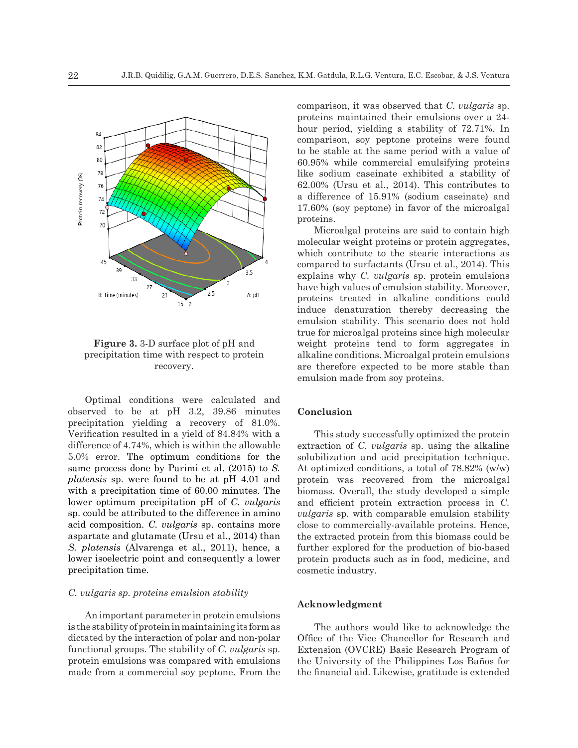**Figure 3.** 3-D surface plot of pH and precipitation time with respect to protein recovery.

Optimal conditions were calculated and observed to be at pH 3.2, 39.86 minutes precipitation yielding a recovery of 81.0%. Verification resulted in a yield of 84.84% with a difference of 4.74%, which is within the allowable 5.0% error. The optimum conditions for the same process done by Parimi et al. (2015) to *S. platensis* sp. were found to be at pH 4.01 and with a precipitation time of 60.00 minutes. The lower optimum precipitation pH of *C. vulgaris* sp. could be attributed to the difference in amino acid composition. *C. vulgaris* sp. contains more aspartate and glutamate (Ursu et al., 2014) than *S. platensis* (Alvarenga et al., 2011), hence, a lower isoelectric point and consequently a lower precipitation time.

### *C. vulgaris sp. proteins emulsion stability*

An important parameter in protein emulsions is the stability of protein in maintaining its form as dictated by the interaction of polar and non-polar functional groups. The stability of *C. vulgaris* sp. protein emulsions was compared with emulsions made from a commercial soy peptone. From the comparison, it was observed that *C. vulgaris* sp. proteins maintained their emulsions over a 24-hour period, yielding a stability of 72.71%. In comparison, soy peptone proteins were found to be stable at the same period with a value of 60.95% while commercial emulsifying proteins like sodium caseinate exhibited a stability of 62.00% (Ursu et al., 2014). This contributes to a difference of 15.91% (sodium caseinate) and 17.60% (soy peptone) in favor of the microalgal proteins.

Microalgal proteins are said to contain high molecular weight proteins or protein aggregates, which contribute to the stearic interactions as compared to surfactants (Ursu et al., 2014). This explains why *C. vulgaris* sp. protein emulsions have high values of emulsion stability. Moreover, proteins treated in alkaline conditions could induce denaturation thereby decreasing the emulsion stability. This scenario does not hold true for microalgal proteins since high molecular weight proteins tend to form aggregates in alkaline conditions. Microalgal protein emulsions are therefore expected to be more stable than emulsion made from soy proteins.

## Conclusion

This study successfully optimized the protein extraction of *C. vulgaris* sp. using the alkaline solubilization and acid precipitation technique. At optimized conditions, a total of 78.82% (w/w) protein was recovered from the microalgal biomass. Overall, the study developed a simple and efficient protein extraction process in *C. vulgaris* sp. with comparable emulsion stability close to commercially-available proteins. Hence, the extracted protein from this biomass could be further explored for the production of bio-based protein products such as in food, medicine, and cosmetic industry.

## Acknowledgment

The authors would like to acknowledge the Office of the Vice Chancellor for Research and Extension (OVCRE) Basic Research Program of the University of the Philippines Los Baños for the financial aid. Likewise, gratitude is extended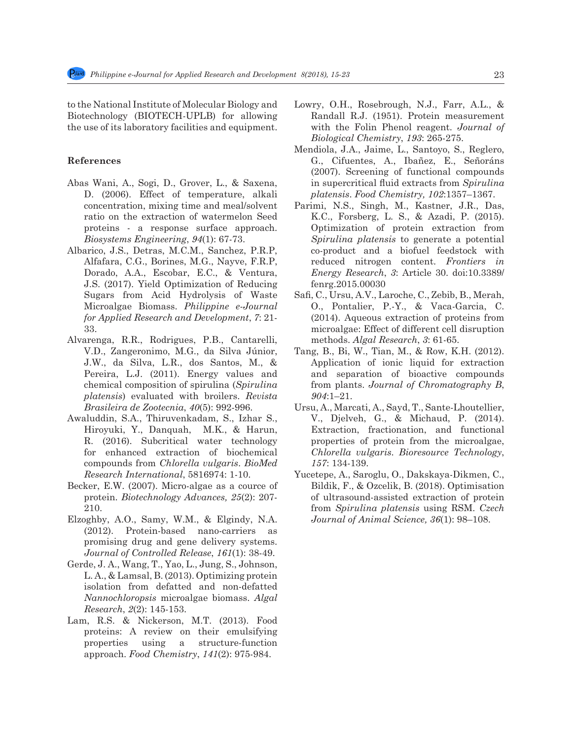to the National Institute of Molecular Biology and Biotechnology (BIOTECH-UPLB) for allowing the use of its laboratory facilities and equipment.

## References

Abas Wani, A., Sogi, D., Grover, L., & Saxena, D. (2006). Effect of temperature, alkali concentration, mixing time and meal/solvent ratio on the extraction of watermelon Seed proteins - a response surface approach. *Biosystems Engineering*, *94*(1): 67-73.

Albarico, J.S., Detras, M.C.M., Sanchez, P.R.P, Alfafara, C.G., Borines, M.G., Nayve, F.R.P, Dorado, A.A., Escobar, E.C., & Ventura, J.S. (2017). Yield Optimization of Reducing Sugars from Acid Hydrolysis of Waste Microalgae Biomass. *Philippine e-Journal for Applied Research and Development*, *7*: 21-33.

Alvarenga, R.R., Rodrigues, P.B., Cantarelli, V.D., Zangeronimo, M.G., da Silva Júnior, J.W., da Silva, L.R., dos Santos, M., & Pereira, L.J. (2011). Energy values and chemical composition of spirulina (*Spirulina platensis*) evaluated with broilers. *Revista Brasileira de Zootecnia*, *40*(5): 992-996.

Awaluddin, S.A., Thiruvenkadam, S., Izhar S., Hiroyuki, Y., Danquah, M.K., & Harun, R. (2016). Subcritical water technology for enhanced extraction of biochemical compounds from *Chlorella vulgaris*. *BioMed Research International*, 5816974: 1-10.

Becker, E.W. (2007). Micro-algae as a cource of protein. *Biotechnology Advances, 25*(2): 207-210.

Elzoghby, A.O., Samy, W.M., & Elgindy, N.A. (2012). Protein-based nano-carriers as promising drug and gene delivery systems. *Journal of Controlled Release*, *161*(1): 38-49.

Gerde, J. A., Wang, T., Yao, L., Jung, S., Johnson, L. A., & Lamsal, B. (2013). Optimizing protein isolation from defatted and non-defatted *Nannochloropsis* microalgae biomass. *Algal Research*, *2*(2): 145-153.

Lam, R.S. & Nickerson, M.T. (2013). Food proteins: A review on their emulsifying properties using a structure-function approach. *Food Chemistry*, *141*(2): 975-984.

Lowry, O.H., Rosebrough, N.J., Farr, A.L., & Randall R.J. (1951). Protein measurement with the Folin Phenol reagent. *Journal of Biological Chemistry*, *193*: 265-275.

Mendiola, J.A., Jaime, L., Santoyo, S., Reglero, G., Cifuentes, A., Ibañez, E., Señoráns (2007). Screening of functional compounds in supercritical fluid extracts from *Spirulina platensis*. *Food Chemistry, 102*:1357–1367.

Parimi, N.S., Singh, M., Kastner, J.R., Das, K.C., Forsberg, L. S., & Azadi, P. (2015). Optimization of protein extraction from *Spirulina platensis* to generate a potential co-product and a biofuel feedstock with reduced nitrogen content. *Frontiers in Energy Research*, *3*: Article 30. doi:10.3389/fenrg.2015.00030

Safi, C., Ursu, A.V., Laroche, C., Zebib, B., Merah, O., Pontalier, P.-Y., & Vaca-Garcia, C. (2014). Aqueous extraction of proteins from microalgae: Effect of different cell disruption methods. *Algal Research*, *3*: 61-65.

Tang, B., Bi, W., Tian, M., & Row, K.H. (2012). Application of ionic liquid for extraction and separation of bioactive compounds from plants. *Journal of Chromatography B*, *904*:1–21.

Ursu, A., Marcati, A., Sayd, T., Sante-Lhoutellier, V., Djelveh, G., & Michaud, P. (2014). Extraction, fractionation, and functional properties of protein from the microalgae, *Chlorella vulgaris*. *Bioresource Technology*, *157*: 134-139.

Yucetepe, A., Saroglu, O., Dakskaya-Dikmen, C., Bildik, F., & Ozcelik, B. (2018). Optimisation of ultrasound-assisted extraction of protein from *Spirulina platensis* using RSM. *Czech Journal of Animal Science, 36*(1): 98–108.